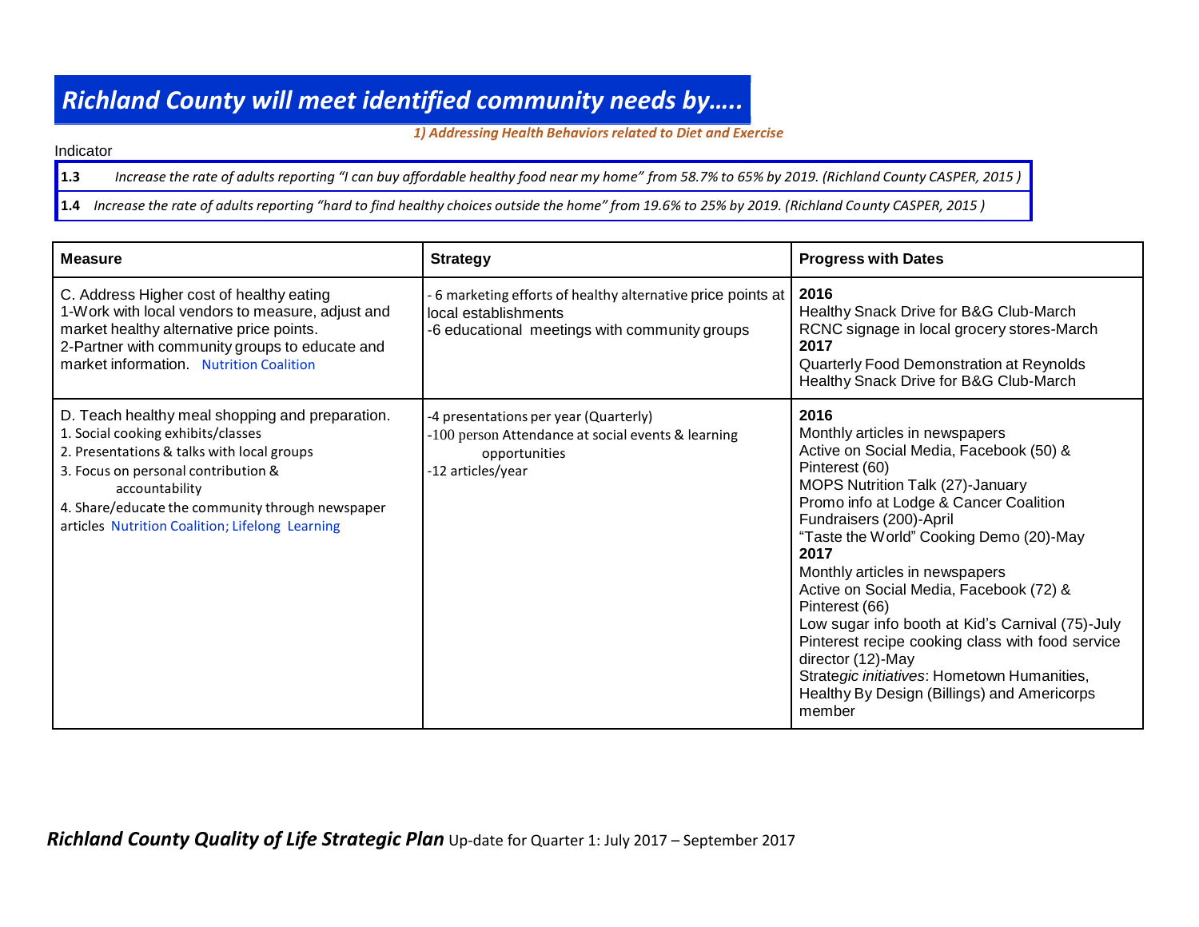# *Richland County will meet identified community needs by…..*

***1) Addressing Health Behaviors related to Diet and Exercise***

Indicator

| | |
|---|---|
| **1.3** | *Increase the rate of adults reporting "I can buy affordable healthy food near my home" from 58.7% to 65% by 2019. (Richland County CASPER, 2015 )* |
| **1.4** | *Increase the rate of adults reporting "hard to find healthy choices outside the home" from 19.6% to 25% by 2019. (Richland County CASPER, 2015 )* |

| Measure | Strategy | Progress with Dates |
|---|---|---|
| C. Address Higher cost of healthy eating<br>1-Work with local vendors to measure, adjust and market healthy alternative price points.<br>2-Partner with community groups to educate and market information. Nutrition Coalition | - 6 marketing efforts of healthy alternative price points at local establishments<br>-6 educational meetings with community groups | **2016**<br>Healthy Snack Drive for B&G Club-March<br>RCNC signage in local grocery stores-March<br>**2017**<br>Quarterly Food Demonstration at Reynolds<br>Healthy Snack Drive for B&G Club-March |
| D. Teach healthy meal shopping and preparation.<br>1. Social cooking exhibits/classes<br>2. Presentations & talks with local groups<br>3. Focus on personal contribution & accountability<br>4. Share/educate the community through newspaper articles Nutrition Coalition; Lifelong Learning | -4 presentations per year (Quarterly)<br>-100 person Attendance at social events & learning opportunities<br>-12 articles/year | **2016**<br>Monthly articles in newspapers<br>Active on Social Media, Facebook (50) & Pinterest (60)<br>MOPS Nutrition Talk (27)-January<br>Promo info at Lodge & Cancer Coalition Fundraisers (200)-April<br>"Taste the World" Cooking Demo (20)-May<br>**2017**<br>Monthly articles in newspapers<br>Active on Social Media, Facebook (72) & Pinterest (66)<br>Low sugar info booth at Kid's Carnival (75)-July<br>Pinterest recipe cooking class with food service director (12)-May<br>Strategic *initiatives*: Hometown Humanities, Healthy By Design (Billings) and Americorps member |

***Richland County Quality of Life Strategic Plan*** Up-date for Quarter 1: July 2017 – September 2017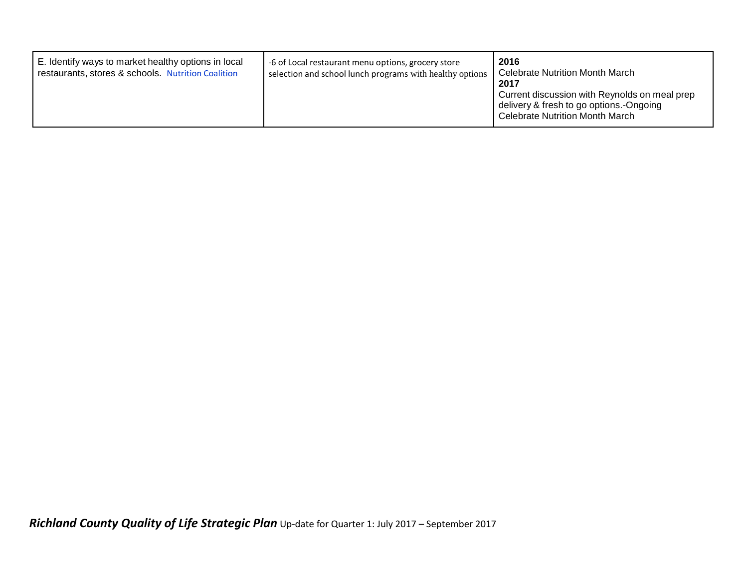| | | |
|---|---|---|
| E. Identify ways to market healthy options in local restaurants, stores & schools. Nutrition Coalition | -6 of Local restaurant menu options, grocery store selection and school lunch programs with healthy options | **2016**<br>Celebrate Nutrition Month March<br>**2017**<br>Current discussion with Reynolds on meal prep delivery & fresh to go options.-Ongoing<br>Celebrate Nutrition Month March |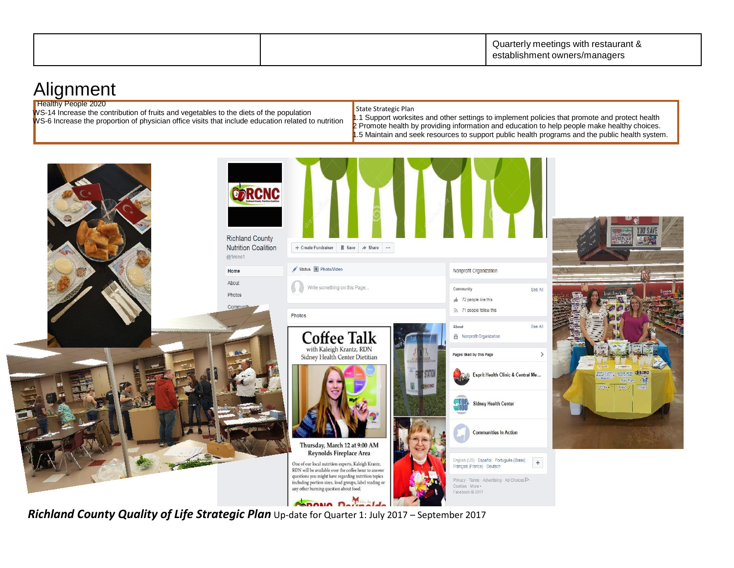| | | Quarterly meetings with restaurant & establishment owners/managers |
|---|---|---|

# Alignment

| Healthy People 2020 | State Strategic Plan |
|---|---|
| NWS-14 Increase the contribution of fruits and vegetables to the diets of the population<br>NWS-6 Increase the proportion of physician office visits that include education related to nutrition | 1.1 Support worksites and other settings to implement policies that promote and protect health<br>2 Promote health by providing information and education to help people make healthy choices.<br>1.5 Maintain and seek resources to support public health programs and the public health system. |

***Richland County Quality of Life Strategic Plan*** Up-date for Quarter 1: July 2017 – September 2017